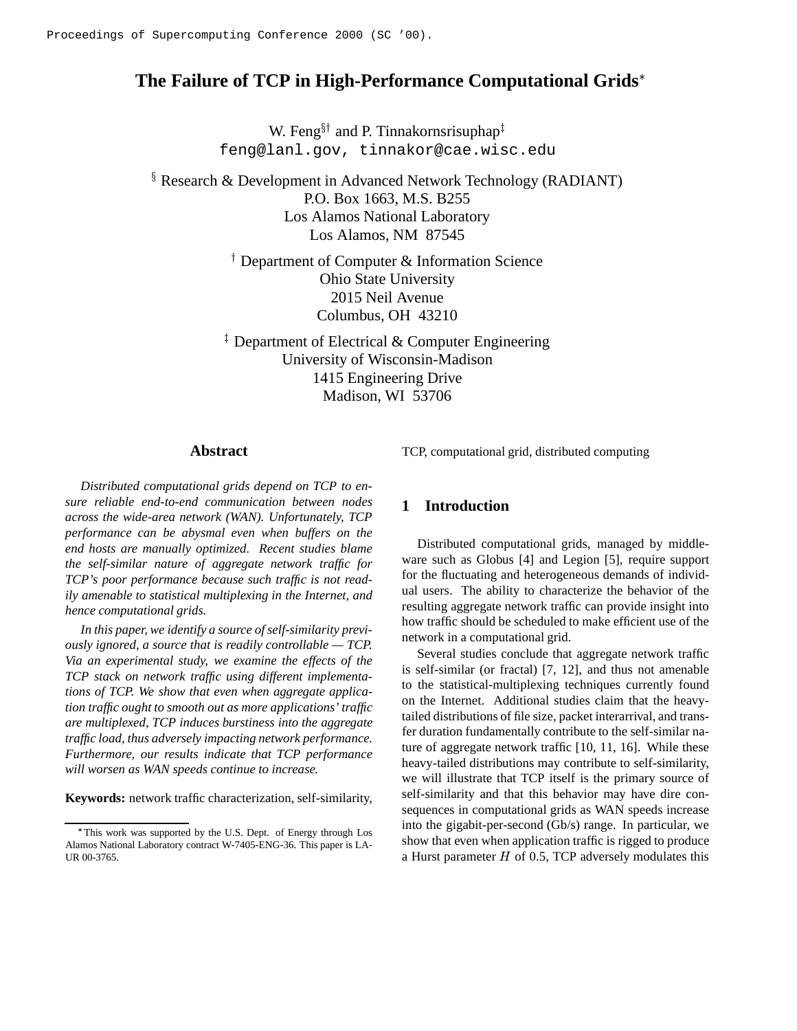Proceedings of Supercomputing Conference 2000 (SC '00).

# The Failure of TCP in High-Performance Computational Grids*

W. Feng[§†] and P. Tinnakornsrisuphap[‡]
feng@lanl.gov, tinnakor@cae.wisc.edu

[§] Research & Development in Advanced Network Technology (RADIANT)
P.O. Box 1663, M.S. B255
Los Alamos National Laboratory
Los Alamos, NM 87545

[†] Department of Computer & Information Science
Ohio State University
2015 Neil Avenue
Columbus, OH 43210

[‡] Department of Electrical & Computer Engineering
University of Wisconsin-Madison
1415 Engineering Drive
Madison, WI 53706

## Abstract

*Distributed computational grids depend on TCP to ensure reliable end-to-end communication between nodes across the wide-area network (WAN). Unfortunately, TCP performance can be abysmal even when buffers on the end hosts are manually optimized. Recent studies blame the self-similar nature of aggregate network traffic for TCP's poor performance because such traffic is not readily amenable to statistical multiplexing in the Internet, and hence computational grids.*

*In this paper, we identify a source of self-similarity previously ignored, a source that is readily controllable — TCP. Via an experimental study, we examine the effects of the TCP stack on network traffic using different implementations of TCP. We show that even when aggregate application traffic ought to smooth out as more applications' traffic are multiplexed, TCP induces burstiness into the aggregate traffic load, thus adversely impacting network performance. Furthermore, our results indicate that TCP performance will worsen as WAN speeds continue to increase.*

**Keywords:** network traffic characterization, self-similarity, TCP, computational grid, distributed computing

## 1 Introduction

Distributed computational grids, managed by middleware such as Globus [4] and Legion [5], require support for the fluctuating and heterogeneous demands of individual users. The ability to characterize the behavior of the resulting aggregate network traffic can provide insight into how traffic should be scheduled to make efficient use of the network in a computational grid.

Several studies conclude that aggregate network traffic is self-similar (or fractal) [7, 12], and thus not amenable to the statistical-multiplexing techniques currently found on the Internet. Additional studies claim that the heavy-tailed distributions of file size, packet interarrival, and transfer duration fundamentally contribute to the self-similar nature of aggregate network traffic [10, 11, 16]. While these heavy-tailed distributions may contribute to self-similarity, we will illustrate that TCP itself is the primary source of self-similarity and that this behavior may have dire consequences in computational grids as WAN speeds increase into the gigabit-per-second (Gb/s) range. In particular, we show that even when application traffic is rigged to produce a Hurst parameter $H$ of 0.5, TCP adversely modulates this

*This work was supported by the U.S. Dept. of Energy through Los Alamos National Laboratory contract W-7405-ENG-36. This paper is LA-UR 00-3765.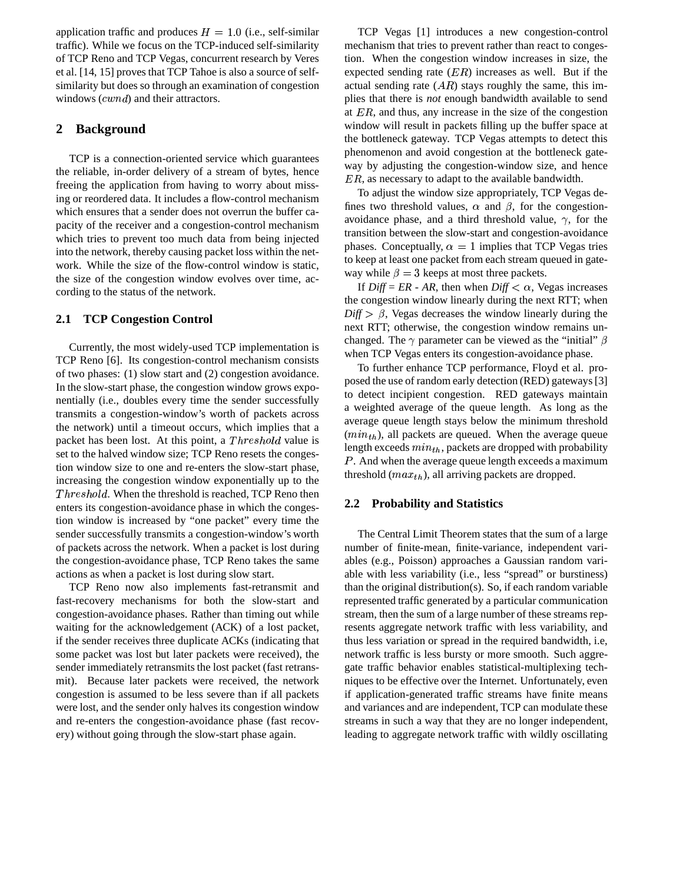application traffic and produces $H = 1.0$ (i.e., self-similar traffic). While we focus on the TCP-induced self-similarity of TCP Reno and TCP Vegas, concurrent research by Veres et al. [14, 15] proves that TCP Tahoe is also a source of self-similarity but does so through an examination of congestion windows ($cwnd$) and their attractors.

## 2 Background

TCP is a connection-oriented service which guarantees the reliable, in-order delivery of a stream of bytes, hence freeing the application from having to worry about missing or reordered data. It includes a flow-control mechanism which ensures that a sender does not overrun the buffer capacity of the receiver and a congestion-control mechanism which tries to prevent too much data from being injected into the network, thereby causing packet loss within the network. While the size of the flow-control window is static, the size of the congestion window evolves over time, according to the status of the network.

### 2.1 TCP Congestion Control

Currently, the most widely-used TCP implementation is TCP Reno [6]. Its congestion-control mechanism consists of two phases: (1) slow start and (2) congestion avoidance. In the slow-start phase, the congestion window grows exponentially (i.e., doubles every time the sender successfully transmits a congestion-window's worth of packets across the network) until a timeout occurs, which implies that a packet has been lost. At this point, a $Threshold$ value is set to the halved window size; TCP Reno resets the congestion window size to one and re-enters the slow-start phase, increasing the congestion window exponentially up to the $Threshold$. When the threshold is reached, TCP Reno then enters its congestion-avoidance phase in which the congestion window is increased by "one packet" every time the sender successfully transmits a congestion-window's worth of packets across the network. When a packet is lost during the congestion-avoidance phase, TCP Reno takes the same actions as when a packet is lost during slow start.

TCP Reno now also implements fast-retransmit and fast-recovery mechanisms for both the slow-start and congestion-avoidance phases. Rather than timing out while waiting for the acknowledgement (ACK) of a lost packet, if the sender receives three duplicate ACKs (indicating that some packet was lost but later packets were received), the sender immediately retransmits the lost packet (fast retransmit). Because later packets were received, the network congestion is assumed to be less severe than if all packets were lost, and the sender only halves its congestion window and re-enters the congestion-avoidance phase (fast recovery) without going through the slow-start phase again.

TCP Vegas [1] introduces a new congestion-control mechanism that tries to prevent rather than react to congestion. When the congestion window increases in size, the expected sending rate ($ER$) increases as well. But if the actual sending rate ($AR$) stays roughly the same, this implies that there is *not* enough bandwidth available to send at $ER$, and thus, any increase in the size of the congestion window will result in packets filling up the buffer space at the bottleneck gateway. TCP Vegas attempts to detect this phenomenon and avoid congestion at the bottleneck gateway by adjusting the congestion-window size, and hence $ER$, as necessary to adapt to the available bandwidth.

To adjust the window size appropriately, TCP Vegas defines two threshold values, $\alpha$ and $\beta$, for the congestion-avoidance phase, and a third threshold value, $\gamma$, for the transition between the slow-start and congestion-avoidance phases. Conceptually, $\alpha = 1$ implies that TCP Vegas tries to keep at least one packet from each stream queued in gateway while $\beta = 3$ keeps at most three packets.

If *Diff* = *ER* - *AR*, then when *Diff* $< \alpha$, Vegas increases the congestion window linearly during the next RTT; when *Diff* $> \beta$, Vegas decreases the window linearly during the next RTT; otherwise, the congestion window remains unchanged. The $\gamma$ parameter can be viewed as the "initial" $\beta$ when TCP Vegas enters its congestion-avoidance phase.

To further enhance TCP performance, Floyd et al. proposed the use of random early detection (RED) gateways [3] to detect incipient congestion. RED gateways maintain a weighted average of the queue length. As long as the average queue length stays below the minimum threshold ($min_{th}$), all packets are queued. When the average queue length exceeds $min_{th}$, packets are dropped with probability $P$. And when the average queue length exceeds a maximum threshold ($max_{th}$), all arriving packets are dropped.

### 2.2 Probability and Statistics

The Central Limit Theorem states that the sum of a large number of finite-mean, finite-variance, independent variables (e.g., Poisson) approaches a Gaussian random variable with less variability (i.e., less "spread" or burstiness) than the original distribution(s). So, if each random variable represented traffic generated by a particular communication stream, then the sum of a large number of these streams represents aggregate network traffic with less variability, and thus less variation or spread in the required bandwidth, i.e, network traffic is less bursty or more smooth. Such aggregate traffic behavior enables statistical-multiplexing techniques to be effective over the Internet. Unfortunately, even if application-generated traffic streams have finite means and variances and are independent, TCP can modulate these streams in such a way that they are no longer independent, leading to aggregate network traffic with wildly oscillating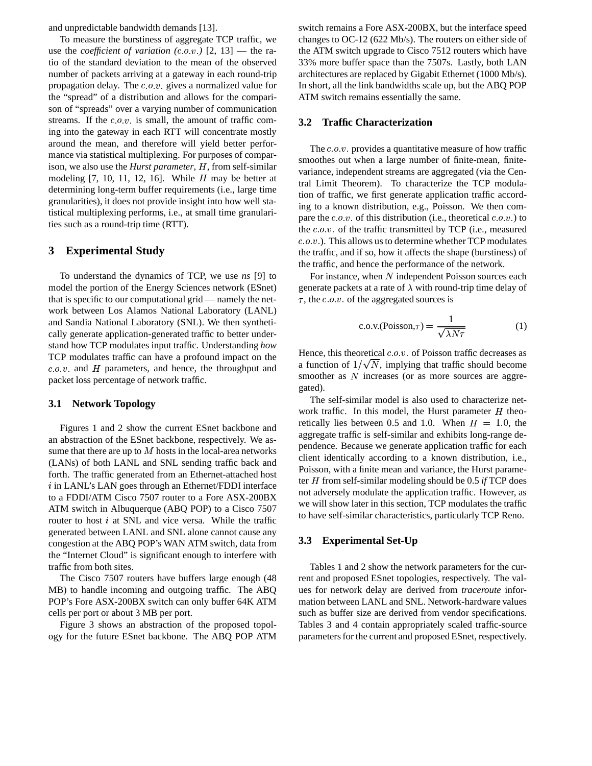and unpredictable bandwidth demands [13].

To measure the burstiness of aggregate TCP traffic, we use the *coefficient of variation (c.o.v.)* [2, 13] — the ratio of the standard deviation to the mean of the observed number of packets arriving at a gateway in each round-trip propagation delay. The $c.o.v.$ gives a normalized value for the "spread" of a distribution and allows for the comparison of "spreads" over a varying number of communication streams. If the $c.o.v.$ is small, the amount of traffic coming into the gateway in each RTT will concentrate mostly around the mean, and therefore will yield better performance via statistical multiplexing. For purposes of comparison, we also use the *Hurst parameter*, $H$, from self-similar modeling [7, 10, 11, 12, 16]. While $H$ may be better at determining long-term buffer requirements (i.e., large time granularities), it does not provide insight into how well statistical multiplexing performs, i.e., at small time granularities such as a round-trip time (RTT).

## 3 Experimental Study

To understand the dynamics of TCP, we use *ns* [9] to model the portion of the Energy Sciences network (ESnet) that is specific to our computational grid — namely the network between Los Alamos National Laboratory (LANL) and Sandia National Laboratory (SNL). We then synthetically generate application-generated traffic to better understand how TCP modulates input traffic. Understanding *how* TCP modulates traffic can have a profound impact on the $c.o.v.$ and $H$ parameters, and hence, the throughput and packet loss percentage of network traffic.

### 3.1 Network Topology

Figures 1 and 2 show the current ESnet backbone and an abstraction of the ESnet backbone, respectively. We assume that there are up to $M$ hosts in the local-area networks (LANs) of both LANL and SNL sending traffic back and forth. The traffic generated from an Ethernet-attached host $i$ in LANL's LAN goes through an Ethernet/FDDI interface to a FDDI/ATM Cisco 7507 router to a Fore ASX-200BX ATM switch in Albuquerque (ABQ POP) to a Cisco 7507 router to host $i$ at SNL and vice versa. While the traffic generated between LANL and SNL alone cannot cause any congestion at the ABQ POP's WAN ATM switch, data from the "Internet Cloud" is significant enough to interfere with traffic from both sites.

The Cisco 7507 routers have buffers large enough (48 MB) to handle incoming and outgoing traffic. The ABQ POP's Fore ASX-200BX switch can only buffer 64K ATM cells per port or about 3 MB per port.

Figure 3 shows an abstraction of the proposed topology for the future ESnet backbone. The ABQ POP ATM switch remains a Fore ASX-200BX, but the interface speed changes to OC-12 (622 Mb/s). The routers on either side of the ATM switch upgrade to Cisco 7512 routers which have 33% more buffer space than the 7507s. Lastly, both LAN architectures are replaced by Gigabit Ethernet (1000 Mb/s). In short, all the link bandwidths scale up, but the ABQ POP ATM switch remains essentially the same.

### 3.2 Traffic Characterization

The $c.o.v.$ provides a quantitative measure of how traffic smoothes out when a large number of finite-mean, finite-variance, independent streams are aggregated (via the Central Limit Theorem). To characterize the TCP modulation of traffic, we first generate application traffic according to a known distribution, e.g., Poisson. We then compare the $c.o.v.$ of this distribution (i.e., theoretical $c.o.v.$) to the $c.o.v.$ of the traffic transmitted by TCP (i.e., measured $c.o.v.$). This allows us to determine whether TCP modulates the traffic, and if so, how it affects the shape (burstiness) of the traffic, and hence the performance of the network.

For instance, when $N$ independent Poisson sources each generate packets at a rate of $\lambda$ with round-trip time delay of $\tau$, the $c.o.v.$ of the aggregated sources is

$$\text{c.o.v.(Poisson,}\tau) = \frac{1}{\sqrt{\lambda N \tau}} \tag{1}$$

Hence, this theoretical $c.o.v.$ of Poisson traffic decreases as a function of $1/\sqrt{N}$, implying that traffic should become smoother as $N$ increases (or as more sources are aggregated).

The self-similar model is also used to characterize network traffic. In this model, the Hurst parameter $H$ theoretically lies between 0.5 and 1.0. When $H = 1.0$, the aggregate traffic is self-similar and exhibits long-range dependence. Because we generate application traffic for each client identically according to a known distribution, i.e., Poisson, with a finite mean and variance, the Hurst parameter $H$ from self-similar modeling should be 0.5 *if* TCP does not adversely modulate the application traffic. However, as we will show later in this section, TCP modulates the traffic to have self-similar characteristics, particularly TCP Reno.

### 3.3 Experimental Set-Up

Tables 1 and 2 show the network parameters for the current and proposed ESnet topologies, respectively. The values for network delay are derived from *traceroute* information between LANL and SNL. Network-hardware values such as buffer size are derived from vendor specifications. Tables 3 and 4 contain appropriately scaled traffic-source parameters for the current and proposed ESnet, respectively.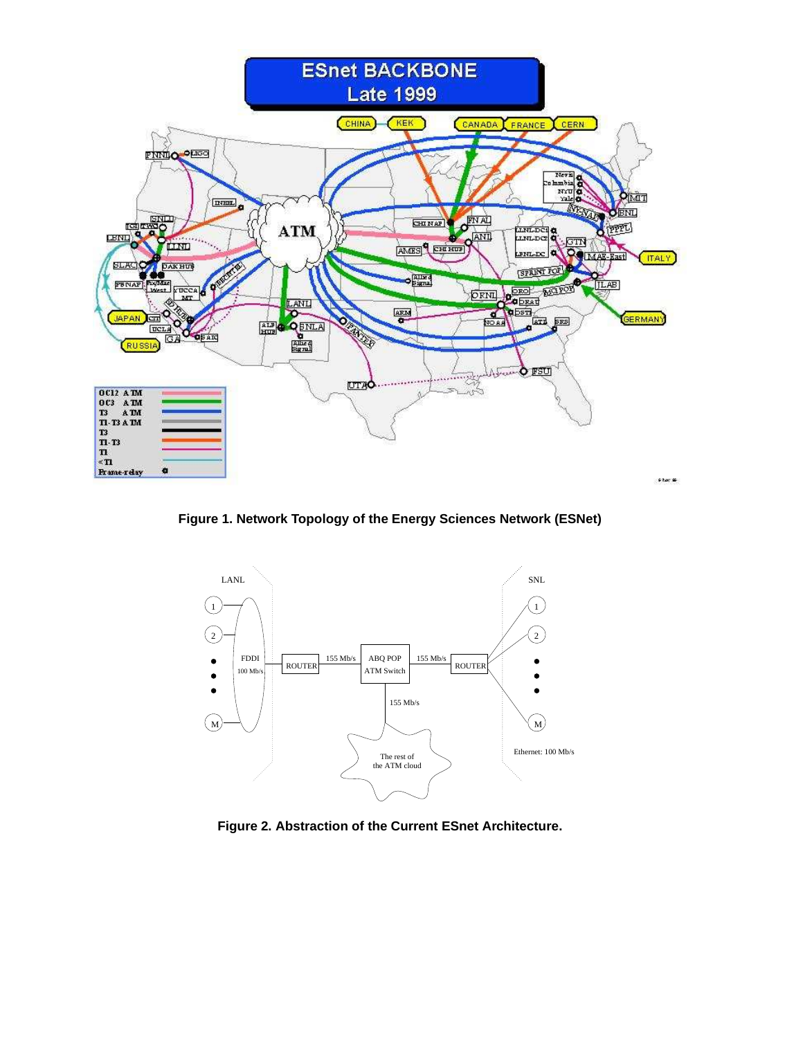Figure 1. Network Topology of the Energy Sciences Network (ESNet)

Figure 2. Abstraction of the Current ESnet Architecture.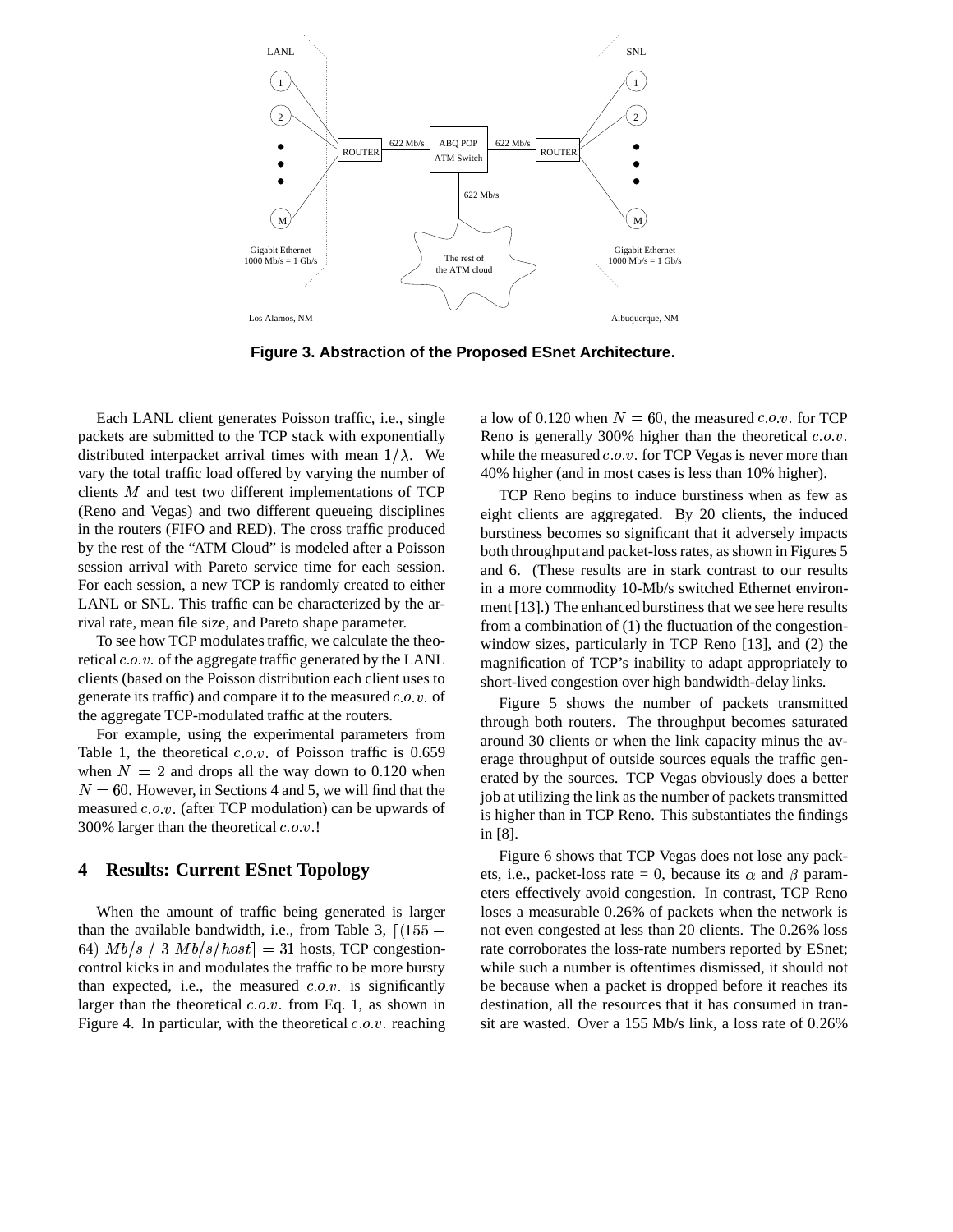Figure 3. Abstraction of the Proposed ESnet Architecture.

Each LANL client generates Poisson traffic, i.e., single packets are submitted to the TCP stack with exponentially distributed interpacket arrival times with mean $1/\lambda$. We vary the total traffic load offered by varying the number of clients $M$ and test two different implementations of TCP (Reno and Vegas) and two different queueing disciplines in the routers (FIFO and RED). The cross traffic produced by the rest of the "ATM Cloud" is modeled after a Poisson session arrival with Pareto service time for each session. For each session, a new TCP is randomly created to either LANL or SNL. This traffic can be characterized by the arrival rate, mean file size, and Pareto shape parameter.

To see how TCP modulates traffic, we calculate the theoretical $c.o.v.$ of the aggregate traffic generated by the LANL clients (based on the Poisson distribution each client uses to generate its traffic) and compare it to the measured $c.o.v.$ of the aggregate TCP-modulated traffic at the routers.

For example, using the experimental parameters from Table 1, the theoretical $c.o.v.$ of Poisson traffic is 0.659 when $N = 2$ and drops all the way down to 0.120 when $N = 60$. However, in Sections 4 and 5, we will find that the measured $c.o.v.$ (after TCP modulation) can be upwards of 300% larger than the theoretical $c.o.v.$!

## 4 Results: Current ESnet Topology

When the amount of traffic being generated is larger than the available bandwidth, i.e., from Table 3, $\lceil (155 - 64)\ Mb/s\ /\ 3\ Mb/s/host \rceil = 31$ hosts, TCP congestion-control kicks in and modulates the traffic to be more bursty than expected, i.e., the measured $c.o.v.$ is significantly larger than the theoretical $c.o.v.$ from Eq. 1, as shown in Figure 4. In particular, with the theoretical $c.o.v.$ reaching a low of 0.120 when $N = 60$, the measured $c.o.v.$ for TCP Reno is generally 300% higher than the theoretical $c.o.v.$ while the measured $c.o.v.$ for TCP Vegas is never more than 40% higher (and in most cases is less than 10% higher).

TCP Reno begins to induce burstiness when as few as eight clients are aggregated. By 20 clients, the induced burstiness becomes so significant that it adversely impacts both throughput and packet-loss rates, as shown in Figures 5 and 6. (These results are in stark contrast to our results in a more commodity 10-Mb/s switched Ethernet environment [13].) The enhanced burstiness that we see here results from a combination of (1) the fluctuation of the congestion-window sizes, particularly in TCP Reno [13], and (2) the magnification of TCP's inability to adapt appropriately to short-lived congestion over high bandwidth-delay links.

Figure 5 shows the number of packets transmitted through both routers. The throughput becomes saturated around 30 clients or when the link capacity minus the average throughput of outside sources equals the traffic generated by the sources. TCP Vegas obviously does a better job at utilizing the link as the number of packets transmitted is higher than in TCP Reno. This substantiates the findings in [8].

Figure 6 shows that TCP Vegas does not lose any packets, i.e., packet-loss rate = 0, because its $\alpha$ and $\beta$ parameters effectively avoid congestion. In contrast, TCP Reno loses a measurable 0.26% of packets when the network is not even congested at less than 20 clients. The 0.26% loss rate corroborates the loss-rate numbers reported by ESnet; while such a number is oftentimes dismissed, it should not be because when a packet is dropped before it reaches its destination, all the resources that it has consumed in transit are wasted. Over a 155 Mb/s link, a loss rate of 0.26%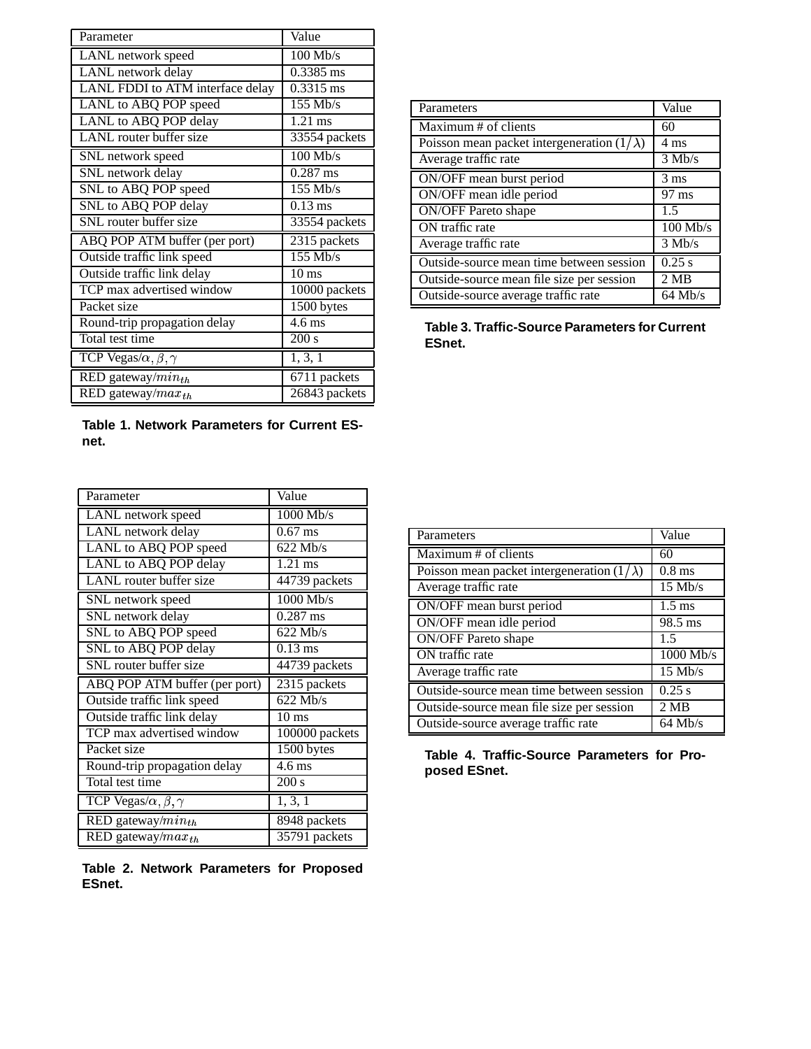| Parameter | Value |
|---|---|
| LANL network speed | 100 Mb/s |
| LANL network delay | 0.3385 ms |
| LANL FDDI to ATM interface delay | 0.3315 ms |
| LANL to ABQ POP speed | 155 Mb/s |
| LANL to ABQ POP delay | 1.21 ms |
| LANL router buffer size | 33554 packets |
| SNL network speed | 100 Mb/s |
| SNL network delay | 0.287 ms |
| SNL to ABQ POP speed | 155 Mb/s |
| SNL to ABQ POP delay | 0.13 ms |
| SNL router buffer size | 33554 packets |
| ABQ POP ATM buffer (per port) | 2315 packets |
| Outside traffic link speed | 155 Mb/s |
| Outside traffic link delay | 10 ms |
| TCP max advertised window | 10000 packets |
| Packet size | 1500 bytes |
| Round-trip propagation delay | 4.6 ms |
| Total test time | 200 s |
| TCP Vegas/$\alpha, \beta, \gamma$ | 1, 3, 1 |
| RED gateway/$min_{th}$ | 6711 packets |
| RED gateway/$max_{th}$ | 26843 packets |

**Table 1. Network Parameters for Current ESnet.**

| Parameters | Value |
|---|---|
| Maximum # of clients | 60 |
| Poisson mean packet intergeneration $(1/\lambda)$ | 4 ms |
| Average traffic rate | 3 Mb/s |
| ON/OFF mean burst period | 3 ms |
| ON/OFF mean idle period | 97 ms |
| ON/OFF Pareto shape | 1.5 |
| ON traffic rate | 100 Mb/s |
| Average traffic rate | 3 Mb/s |
| Outside-source mean time between session | 0.25 s |
| Outside-source mean file size per session | 2 MB |
| Outside-source average traffic rate | 64 Mb/s |

**Table 3. Traffic-Source Parameters for Current ESnet.**

| Parameter | Value |
|---|---|
| LANL network speed | 1000 Mb/s |
| LANL network delay | 0.67 ms |
| LANL to ABQ POP speed | 622 Mb/s |
| LANL to ABQ POP delay | 1.21 ms |
| LANL router buffer size | 44739 packets |
| SNL network speed | 1000 Mb/s |
| SNL network delay | 0.287 ms |
| SNL to ABQ POP speed | 622 Mb/s |
| SNL to ABQ POP delay | 0.13 ms |
| SNL router buffer size | 44739 packets |
| ABQ POP ATM buffer (per port) | 2315 packets |
| Outside traffic link speed | 622 Mb/s |
| Outside traffic link delay | 10 ms |
| TCP max advertised window | 100000 packets |
| Packet size | 1500 bytes |
| Round-trip propagation delay | 4.6 ms |
| Total test time | 200 s |
| TCP Vegas/$\alpha, \beta, \gamma$ | 1, 3, 1 |
| RED gateway/$min_{th}$ | 8948 packets |
| RED gateway/$max_{th}$ | 35791 packets |

**Table 2. Network Parameters for Proposed ESnet.**

| Parameters | Value |
|---|---|
| Maximum # of clients | 60 |
| Poisson mean packet intergeneration $(1/\lambda)$ | 0.8 ms |
| Average traffic rate | 15 Mb/s |
| ON/OFF mean burst period | 1.5 ms |
| ON/OFF mean idle period | 98.5 ms |
| ON/OFF Pareto shape | 1.5 |
| ON traffic rate | 1000 Mb/s |
| Average traffic rate | 15 Mb/s |
| Outside-source mean time between session | 0.25 s |
| Outside-source mean file size per session | 2 MB |
| Outside-source average traffic rate | 64 Mb/s |

**Table 4. Traffic-Source Parameters for Proposed ESnet.**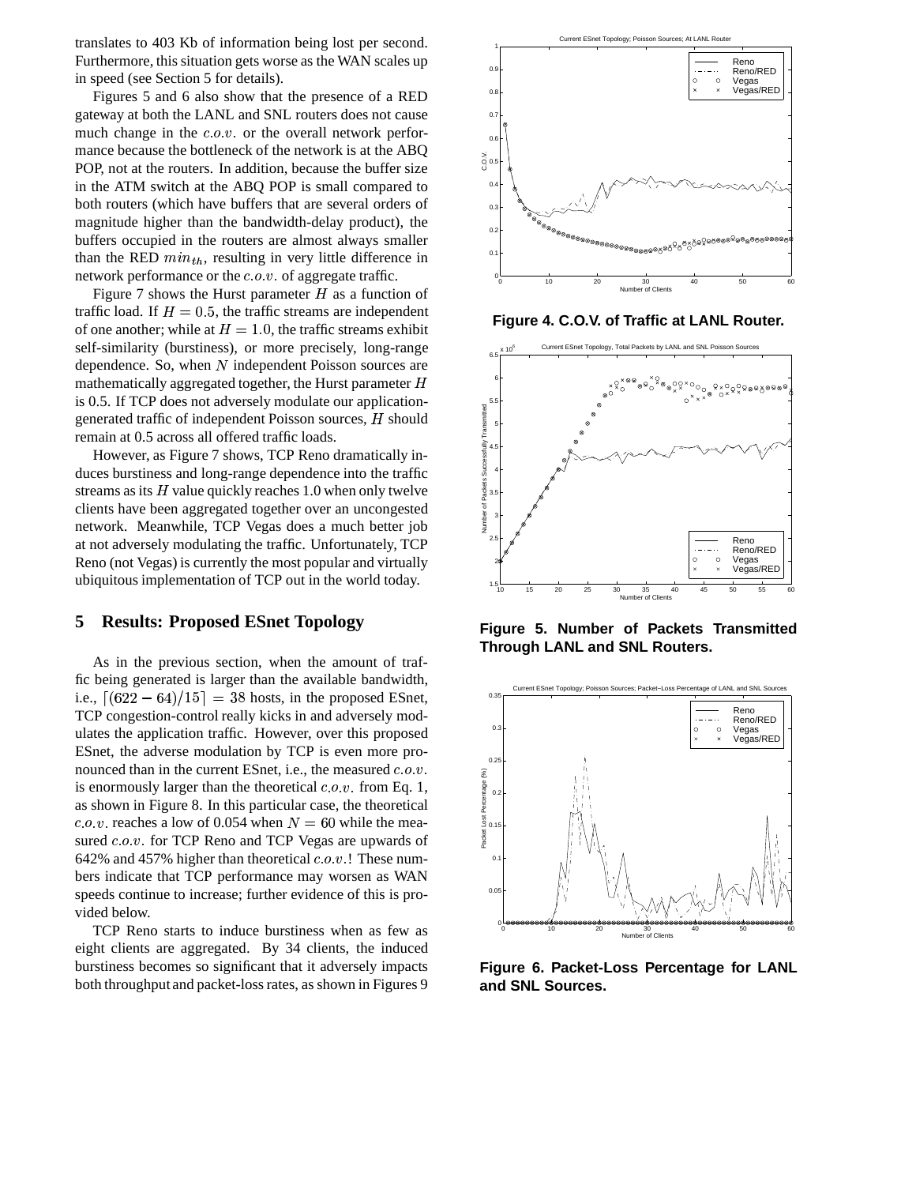translates to 403 Kb of information being lost per second. Furthermore, this situation gets worse as the WAN scales up in speed (see Section 5 for details).

Figures 5 and 6 also show that the presence of a RED gateway at both the LANL and SNL routers does not cause much change in the $c.o.v.$ or the overall network performance because the bottleneck of the network is at the ABQ POP, not at the routers. In addition, because the buffer size in the ATM switch at the ABQ POP is small compared to both routers (which have buffers that are several orders of magnitude higher than the bandwidth-delay product), the buffers occupied in the routers are almost always smaller than the RED $min_{th}$, resulting in very little difference in network performance or the $c.o.v.$ of aggregate traffic.

Figure 7 shows the Hurst parameter $H$ as a function of traffic load. If $H = 0.5$, the traffic streams are independent of one another; while at $H = 1.0$, the traffic streams exhibit self-similarity (burstiness), or more precisely, long-range dependence. So, when $N$ independent Poisson sources are mathematically aggregated together, the Hurst parameter $H$ is 0.5. If TCP does not adversely modulate our application-generated traffic of independent Poisson sources, $H$ should remain at 0.5 across all offered traffic loads.

However, as Figure 7 shows, TCP Reno dramatically induces burstiness and long-range dependence into the traffic streams as its $H$ value quickly reaches 1.0 when only twelve clients have been aggregated together over an uncongested network. Meanwhile, TCP Vegas does a much better job at not adversely modulating the traffic. Unfortunately, TCP Reno (not Vegas) is currently the most popular and virtually ubiquitous implementation of TCP out in the world today.

## 5 Results: Proposed ESnet Topology

As in the previous section, when the amount of traffic being generated is larger than the available bandwidth, i.e., $\lceil (622 - 64)/15 \rceil = 38$ hosts, in the proposed ESnet, TCP congestion-control really kicks in and adversely modulates the application traffic. However, over this proposed ESnet, the adverse modulation by TCP is even more pronounced than in the current ESnet, i.e., the measured $c.o.v.$ is enormously larger than the theoretical $c.o.v.$ from Eq. 1, as shown in Figure 8. In this particular case, the theoretical $c.o.v.$ reaches a low of 0.054 when $N = 60$ while the measured $c.o.v.$ for TCP Reno and TCP Vegas are upwards of 642% and 457% higher than theoretical $c.o.v.$! These numbers indicate that TCP performance may worsen as WAN speeds continue to increase; further evidence of this is provided below.

TCP Reno starts to induce burstiness when as few as eight clients are aggregated. By 34 clients, the induced burstiness becomes so significant that it adversely impacts both throughput and packet-loss rates, as shown in Figures 9

**Figure 4. C.O.V. of Traffic at LANL Router.**

**Figure 5. Number of Packets Transmitted Through LANL and SNL Routers.**

**Figure 6. Packet-Loss Percentage for LANL and SNL Sources.**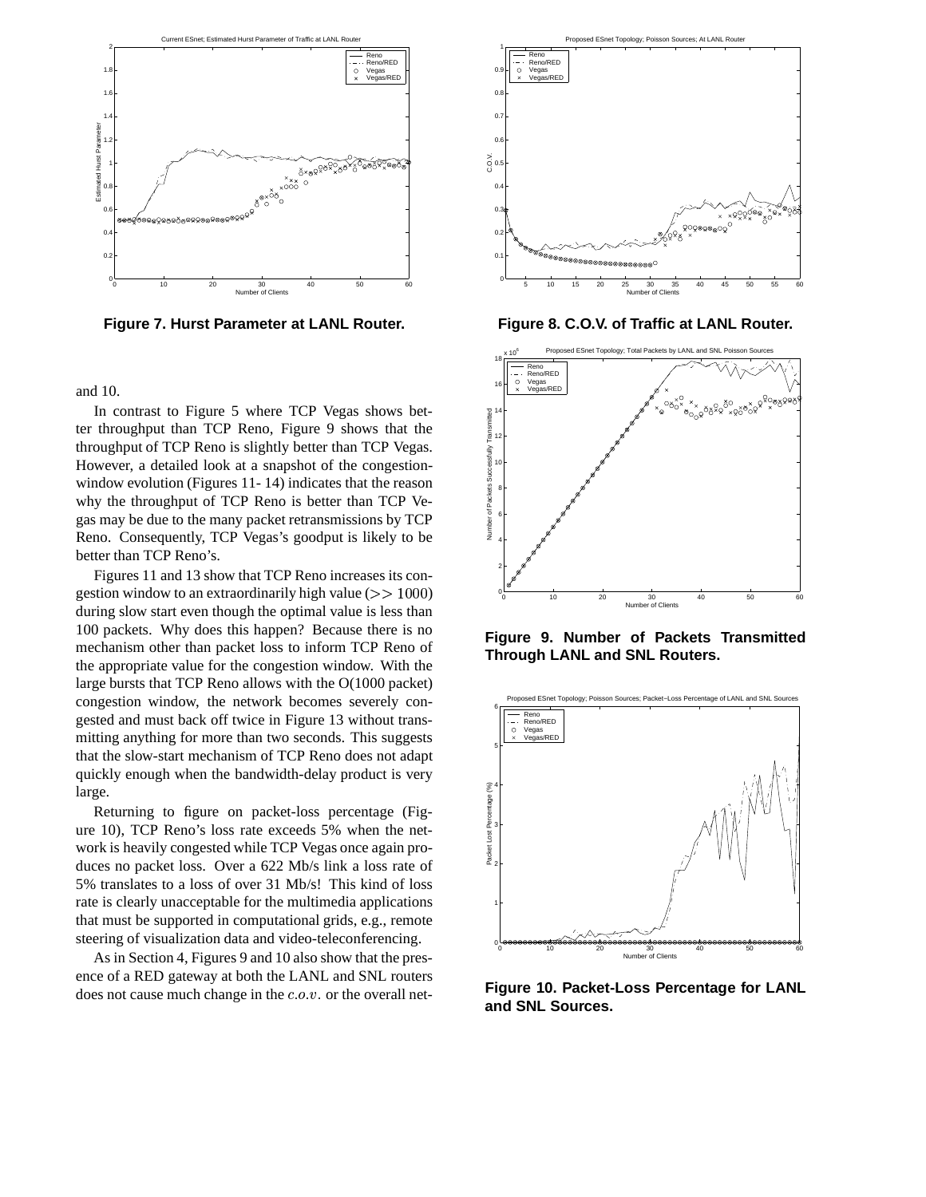**Figure 7. Hurst Parameter at LANL Router.**

**Figure 8. C.O.V. of Traffic at LANL Router.**

**Figure 9. Number of Packets Transmitted Through LANL and SNL Routers.**

**Figure 10. Packet-Loss Percentage for LANL and SNL Sources.**

and 10.

In contrast to Figure 5 where TCP Vegas shows better throughput than TCP Reno, Figure 9 shows that the throughput of TCP Reno is slightly better than TCP Vegas. However, a detailed look at a snapshot of the congestion-window evolution (Figures 11- 14) indicates that the reason why the throughput of TCP Reno is better than TCP Vegas may be due to the many packet retransmissions by TCP Reno. Consequently, TCP Vegas's goodput is likely to be better than TCP Reno's.

Figures 11 and 13 show that TCP Reno increases its congestion window to an extraordinarily high value ($>> 1000$) during slow start even though the optimal value is less than 100 packets. Why does this happen? Because there is no mechanism other than packet loss to inform TCP Reno of the appropriate value for the congestion window. With the large bursts that TCP Reno allows with the O(1000 packet) congestion window, the network becomes severely congested and must back off twice in Figure 13 without transmitting anything for more than two seconds. This suggests that the slow-start mechanism of TCP Reno does not adapt quickly enough when the bandwidth-delay product is very large.

Returning to figure on packet-loss percentage (Figure 10), TCP Reno's loss rate exceeds 5% when the network is heavily congested while TCP Vegas once again produces no packet loss. Over a 622 Mb/s link a loss rate of 5% translates to a loss of over 31 Mb/s! This kind of loss rate is clearly unacceptable for the multimedia applications that must be supported in computational grids, e.g., remote steering of visualization data and video-teleconferencing.

As in Section 4, Figures 9 and 10 also show that the presence of a RED gateway at both the LANL and SNL routers does not cause much change in the $c.o.v.$ or the overall net-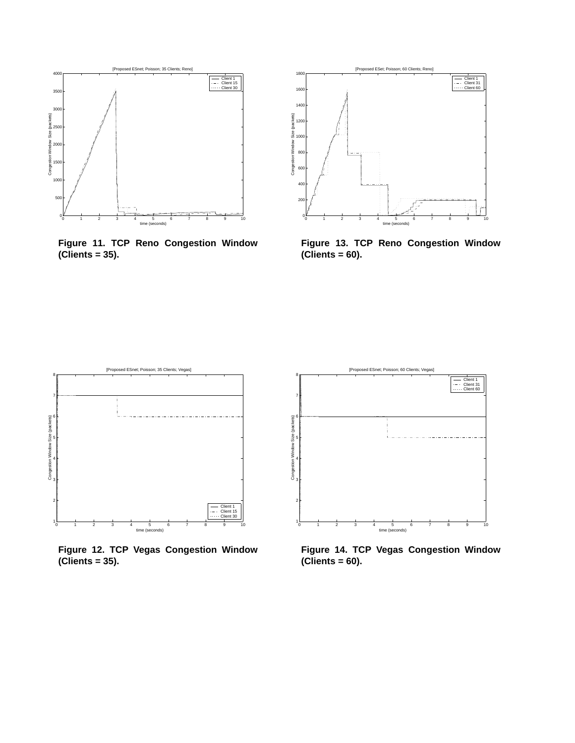Figure 11. TCP Reno Congestion Window (Clients = 35).

Figure 13. TCP Reno Congestion Window (Clients = 60).

Figure 12. TCP Vegas Congestion Window (Clients = 35).

Figure 14. TCP Vegas Congestion Window (Clients = 60).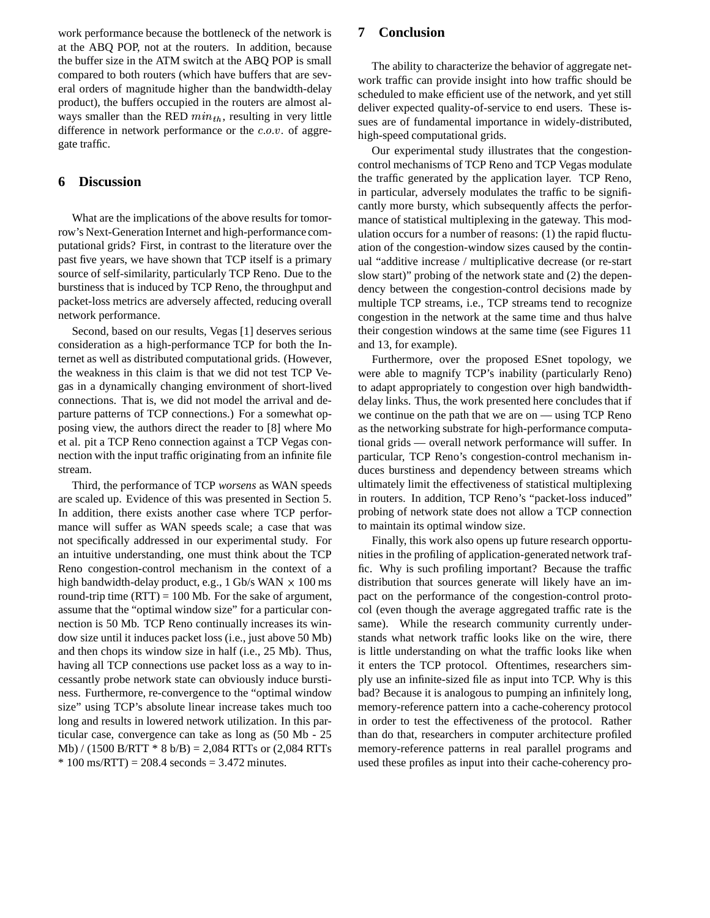work performance because the bottleneck of the network is at the ABQ POP, not at the routers. In addition, because the buffer size in the ATM switch at the ABQ POP is small compared to both routers (which have buffers that are several orders of magnitude higher than the bandwidth-delay product), the buffers occupied in the routers are almost always smaller than the RED $min_{th}$, resulting in very little difference in network performance or the $c.o.v.$ of aggregate traffic.

## 6 Discussion

What are the implications of the above results for tomorrow's Next-Generation Internet and high-performance computational grids? First, in contrast to the literature over the past five years, we have shown that TCP itself is a primary source of self-similarity, particularly TCP Reno. Due to the burstiness that is induced by TCP Reno, the throughput and packet-loss metrics are adversely affected, reducing overall network performance.

Second, based on our results, Vegas [1] deserves serious consideration as a high-performance TCP for both the Internet as well as distributed computational grids. (However, the weakness in this claim is that we did not test TCP Vegas in a dynamically changing environment of short-lived connections. That is, we did not model the arrival and departure patterns of TCP connections.) For a somewhat opposing view, the authors direct the reader to [8] where Mo et al. pit a TCP Reno connection against a TCP Vegas connection with the input traffic originating from an infinite file stream.

Third, the performance of TCP *worsens* as WAN speeds are scaled up. Evidence of this was presented in Section 5. In addition, there exists another case where TCP performance will suffer as WAN speeds scale; a case that was not specifically addressed in our experimental study. For an intuitive understanding, one must think about the TCP Reno congestion-control mechanism in the context of a high bandwidth-delay product, e.g., 1 Gb/s WAN $\times$ 100 ms round-trip time (RTT) = 100 Mb. For the sake of argument, assume that the "optimal window size" for a particular connection is 50 Mb. TCP Reno continually increases its window size until it induces packet loss (i.e., just above 50 Mb) and then chops its window size in half (i.e., 25 Mb). Thus, having all TCP connections use packet loss as a way to incessantly probe network state can obviously induce burstiness. Furthermore, re-convergence to the "optimal window size" using TCP's absolute linear increase takes much too long and results in lowered network utilization. In this particular case, convergence can take as long as (50 Mb - 25 Mb) / (1500 B/RTT * 8 b/B) = 2,084 RTTs or (2,084 RTTs * 100 ms/RTT) = 208.4 seconds = 3.472 minutes.

## 7 Conclusion

The ability to characterize the behavior of aggregate network traffic can provide insight into how traffic should be scheduled to make efficient use of the network, and yet still deliver expected quality-of-service to end users. These issues are of fundamental importance in widely-distributed, high-speed computational grids.

Our experimental study illustrates that the congestion-control mechanisms of TCP Reno and TCP Vegas modulate the traffic generated by the application layer. TCP Reno, in particular, adversely modulates the traffic to be significantly more bursty, which subsequently affects the performance of statistical multiplexing in the gateway. This modulation occurs for a number of reasons: (1) the rapid fluctuation of the congestion-window sizes caused by the continual "additive increase / multiplicative decrease (or re-start slow start)" probing of the network state and (2) the dependency between the congestion-control decisions made by multiple TCP streams, i.e., TCP streams tend to recognize congestion in the network at the same time and thus halve their congestion windows at the same time (see Figures 11 and 13, for example).

Furthermore, over the proposed ESnet topology, we were able to magnify TCP's inability (particularly Reno) to adapt appropriately to congestion over high bandwidth-delay links. Thus, the work presented here concludes that if we continue on the path that we are on — using TCP Reno as the networking substrate for high-performance computational grids — overall network performance will suffer. In particular, TCP Reno's congestion-control mechanism induces burstiness and dependency between streams which ultimately limit the effectiveness of statistical multiplexing in routers. In addition, TCP Reno's "packet-loss induced" probing of network state does not allow a TCP connection to maintain its optimal window size.

Finally, this work also opens up future research opportunities in the profiling of application-generated network traffic. Why is such profiling important? Because the traffic distribution that sources generate will likely have an impact on the performance of the congestion-control protocol (even though the average aggregated traffic rate is the same). While the research community currently understands what network traffic looks like on the wire, there is little understanding on what the traffic looks like when it enters the TCP protocol. Oftentimes, researchers simply use an infinite-sized file as input into TCP. Why is this bad? Because it is analogous to pumping an infinitely long, memory-reference pattern into a cache-coherency protocol in order to test the effectiveness of the protocol. Rather than do that, researchers in computer architecture profiled memory-reference patterns in real parallel programs and used these profiles as input into their cache-coherency pro-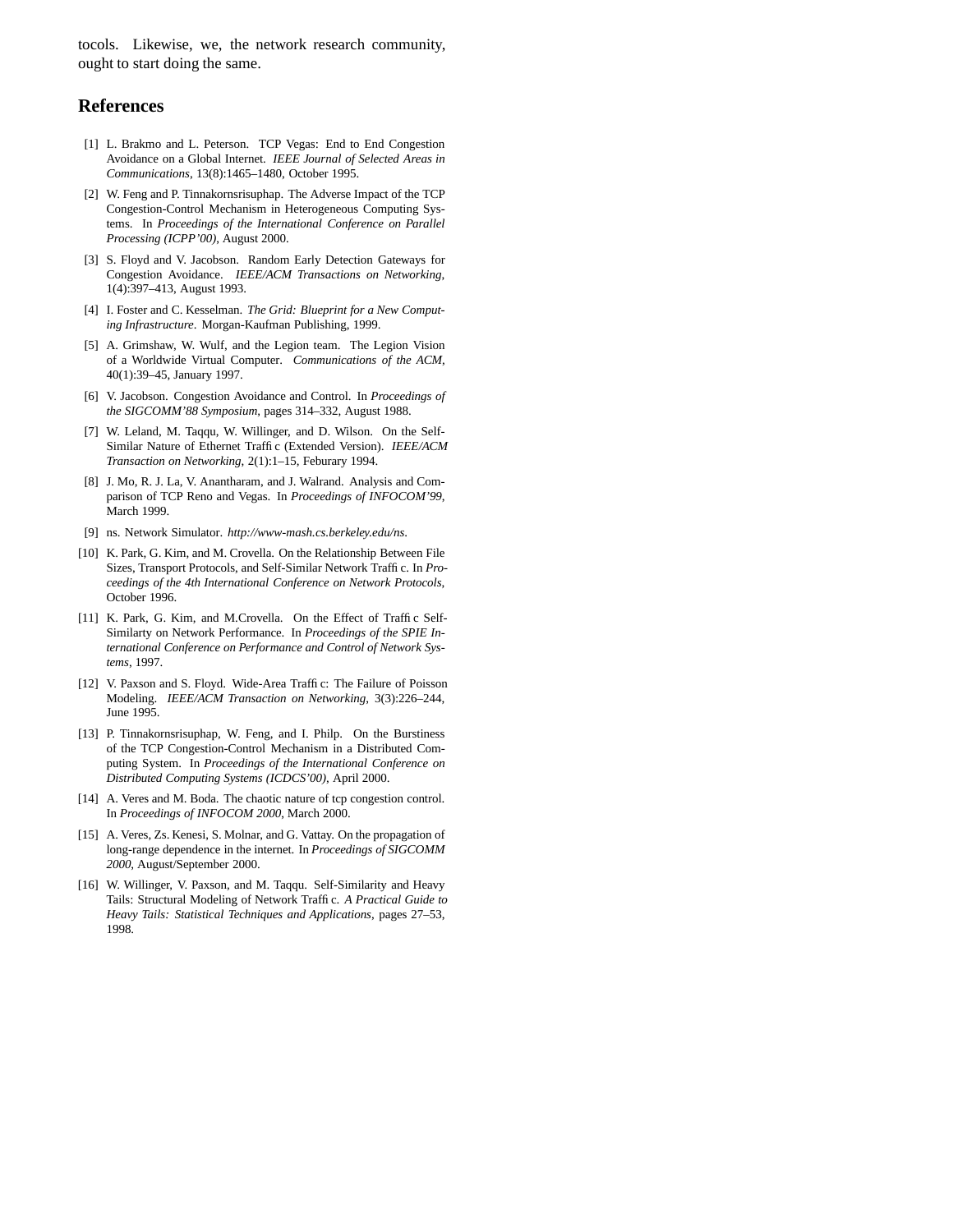tocols. Likewise, we, the network research community, ought to start doing the same.

## References

[1] L. Brakmo and L. Peterson. TCP Vegas: End to End Congestion Avoidance on a Global Internet. *IEEE Journal of Selected Areas in Communications*, 13(8):1465–1480, October 1995.

[2] W. Feng and P. Tinnakornsrisuphap. The Adverse Impact of the TCP Congestion-Control Mechanism in Heterogeneous Computing Systems. In *Proceedings of the International Conference on Parallel Processing (ICPP'00)*, August 2000.

[3] S. Floyd and V. Jacobson. Random Early Detection Gateways for Congestion Avoidance. *IEEE/ACM Transactions on Networking*, 1(4):397–413, August 1993.

[4] I. Foster and C. Kesselman. *The Grid: Blueprint for a New Computing Infrastructure*. Morgan-Kaufman Publishing, 1999.

[5] A. Grimshaw, W. Wulf, and the Legion team. The Legion Vision of a Worldwide Virtual Computer. *Communications of the ACM*, 40(1):39–45, January 1997.

[6] V. Jacobson. Congestion Avoidance and Control. In *Proceedings of the SIGCOMM'88 Symposium*, pages 314–332, August 1988.

[7] W. Leland, M. Taqqu, W. Willinger, and D. Wilson. On the Self-Similar Nature of Ethernet Traffic (Extended Version). *IEEE/ACM Transaction on Networking*, 2(1):1–15, Feburary 1994.

[8] J. Mo, R. J. La, V. Anantharam, and J. Walrand. Analysis and Comparison of TCP Reno and Vegas. In *Proceedings of INFOCOM'99*, March 1999.

[9] ns. Network Simulator. *http://www-mash.cs.berkeley.edu/ns*.

[10] K. Park, G. Kim, and M. Crovella. On the Relationship Between File Sizes, Transport Protocols, and Self-Similar Network Traffic. In *Proceedings of the 4th International Conference on Network Protocols*, October 1996.

[11] K. Park, G. Kim, and M.Crovella. On the Effect of Traffic Self-Similarty on Network Performance. In *Proceedings of the SPIE International Conference on Performance and Control of Network Systems*, 1997.

[12] V. Paxson and S. Floyd. Wide-Area Traffic: The Failure of Poisson Modeling. *IEEE/ACM Transaction on Networking*, 3(3):226–244, June 1995.

[13] P. Tinnakornsrisuphap, W. Feng, and I. Philp. On the Burstiness of the TCP Congestion-Control Mechanism in a Distributed Computing System. In *Proceedings of the International Conference on Distributed Computing Systems (ICDCS'00)*, April 2000.

[14] A. Veres and M. Boda. The chaotic nature of tcp congestion control. In *Proceedings of INFOCOM 2000*, March 2000.

[15] A. Veres, Zs. Kenesi, S. Molnar, and G. Vattay. On the propagation of long-range dependence in the internet. In *Proceedings of SIGCOMM 2000*, August/September 2000.

[16] W. Willinger, V. Paxson, and M. Taqqu. Self-Similarity and Heavy Tails: Structural Modeling of Network Traffic. *A Practical Guide to Heavy Tails: Statistical Techniques and Applications*, pages 27–53, 1998.